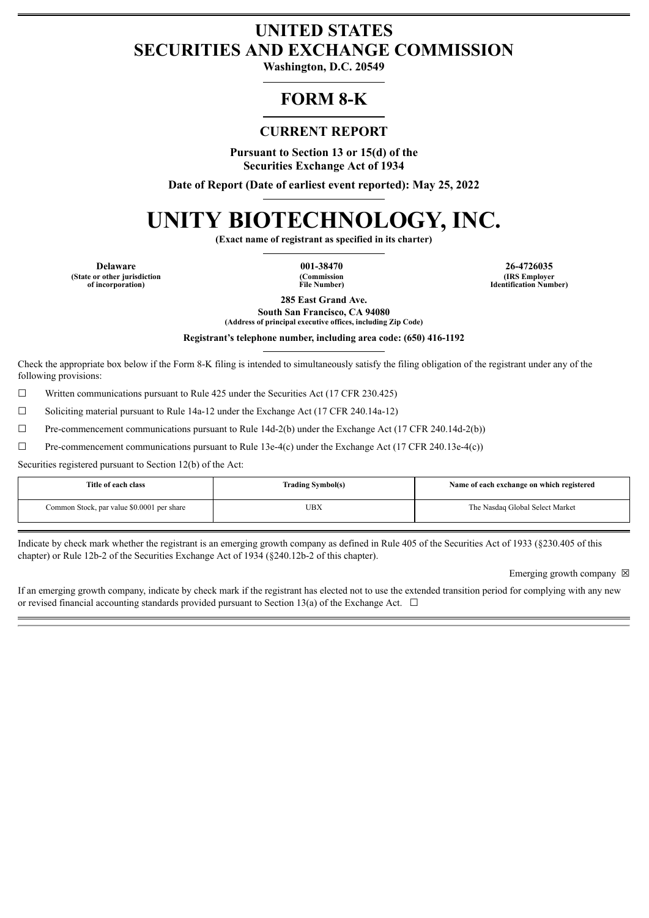# UNITED STATES
# SECURITIES AND EXCHANGE COMMISSION

**Washington, D.C. 20549**

## FORM 8-K

### CURRENT REPORT

**Pursuant to Section 13 or 15(d) of the Securities Exchange Act of 1934**

**Date of Report (Date of earliest event reported): May 25, 2022**

# UNITY BIOTECHNOLOGY, INC.

**(Exact name of registrant as specified in its charter)**

| Delaware | 001-38470 | 26-4726035 |
|---|---|---|
| (State or other jurisdiction of incorporation) | (Commission File Number) | (IRS Employer Identification Number) |

**285 East Grand Ave.**
**South San Francisco, CA 94080**
**(Address of principal executive offices, including Zip Code)**

**Registrant's telephone number, including area code: (650) 416-1192**

Check the appropriate box below if the Form 8-K filing is intended to simultaneously satisfy the filing obligation of the registrant under any of the following provisions:

☐ Written communications pursuant to Rule 425 under the Securities Act (17 CFR 230.425)

☐ Soliciting material pursuant to Rule 14a-12 under the Exchange Act (17 CFR 240.14a-12)

☐ Pre-commencement communications pursuant to Rule 14d-2(b) under the Exchange Act (17 CFR 240.14d-2(b))

☐ Pre-commencement communications pursuant to Rule 13e-4(c) under the Exchange Act (17 CFR 240.13e-4(c))

Securities registered pursuant to Section 12(b) of the Act:

| Title of each class | Trading Symbol(s) | Name of each exchange on which registered |
|---|---|---|
| Common Stock, par value $0.0001 per share | UBX | The Nasdaq Global Select Market |

Indicate by check mark whether the registrant is an emerging growth company as defined in Rule 405 of the Securities Act of 1933 (§230.405 of this chapter) or Rule 12b-2 of the Securities Exchange Act of 1934 (§240.12b-2 of this chapter).

Emerging growth company ☒

If an emerging growth company, indicate by check mark if the registrant has elected not to use the extended transition period for complying with any new or revised financial accounting standards provided pursuant to Section 13(a) of the Exchange Act. ☐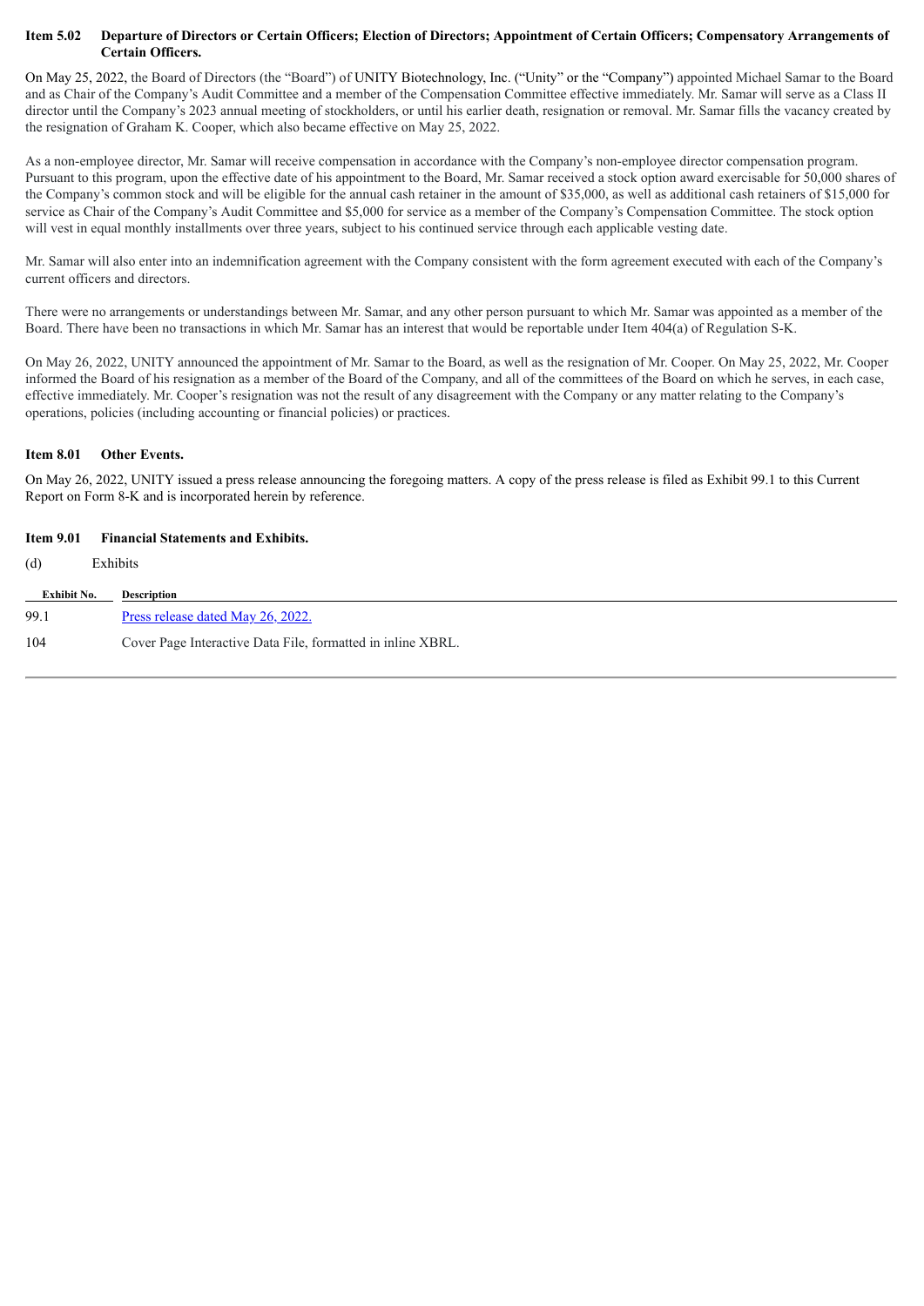### Item 5.02 Departure of Directors or Certain Officers; Election of Directors; Appointment of Certain Officers; Compensatory Arrangements of Certain Officers.

On May 25, 2022, the Board of Directors (the "Board") of UNITY Biotechnology, Inc. ("Unity" or the "Company") appointed Michael Samar to the Board and as Chair of the Company's Audit Committee and a member of the Compensation Committee effective immediately. Mr. Samar will serve as a Class II director until the Company's 2023 annual meeting of stockholders, or until his earlier death, resignation or removal. Mr. Samar fills the vacancy created by the resignation of Graham K. Cooper, which also became effective on May 25, 2022.

As a non-employee director, Mr. Samar will receive compensation in accordance with the Company's non-employee director compensation program. Pursuant to this program, upon the effective date of his appointment to the Board, Mr. Samar received a stock option award exercisable for 50,000 shares of the Company's common stock and will be eligible for the annual cash retainer in the amount of $35,000, as well as additional cash retainers of $15,000 for service as Chair of the Company's Audit Committee and $5,000 for service as a member of the Company's Compensation Committee. The stock option will vest in equal monthly installments over three years, subject to his continued service through each applicable vesting date.

Mr. Samar will also enter into an indemnification agreement with the Company consistent with the form agreement executed with each of the Company's current officers and directors.

There were no arrangements or understandings between Mr. Samar, and any other person pursuant to which Mr. Samar was appointed as a member of the Board. There have been no transactions in which Mr. Samar has an interest that would be reportable under Item 404(a) of Regulation S-K.

On May 26, 2022, UNITY announced the appointment of Mr. Samar to the Board, as well as the resignation of Mr. Cooper. On May 25, 2022, Mr. Cooper informed the Board of his resignation as a member of the Board of the Company, and all of the committees of the Board on which he serves, in each case, effective immediately. Mr. Cooper's resignation was not the result of any disagreement with the Company or any matter relating to the Company's operations, policies (including accounting or financial policies) or practices.

### Item 8.01 Other Events.

On May 26, 2022, UNITY issued a press release announcing the foregoing matters. A copy of the press release is filed as Exhibit 99.1 to this Current Report on Form 8-K and is incorporated herein by reference.

### Item 9.01 Financial Statements and Exhibits.

(d) Exhibits

| Exhibit No. | Description |
|---|---|
| 99.1 | Press release dated May 26, 2022. |
| 104 | Cover Page Interactive Data File, formatted in inline XBRL. |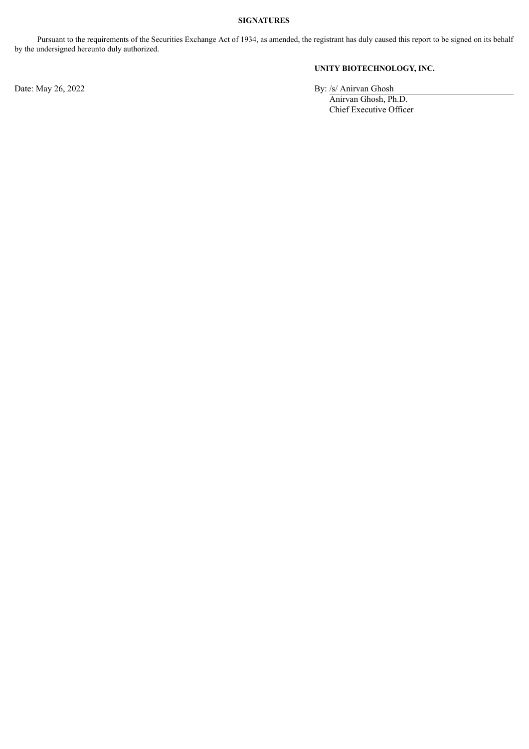**SIGNATURES**

Pursuant to the requirements of the Securities Exchange Act of 1934, as amended, the registrant has duly caused this report to be signed on its behalf by the undersigned hereunto duly authorized.

**UNITY BIOTECHNOLOGY, INC.**

Date: May 26, 2022

By: /s/ Anirvan Ghosh
Anirvan Ghosh, Ph.D.
Chief Executive Officer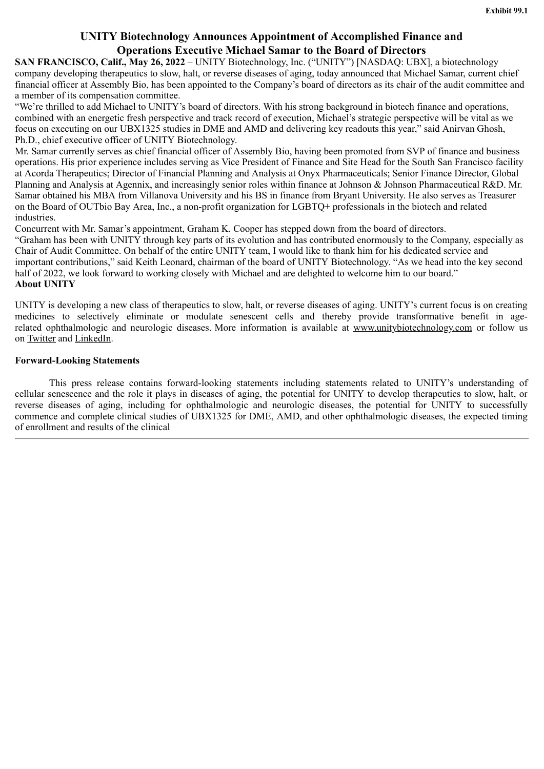Exhibit 99.1

# UNITY Biotechnology Announces Appointment of Accomplished Finance and Operations Executive Michael Samar to the Board of Directors

**SAN FRANCISCO, Calif., May 26, 2022** – UNITY Biotechnology, Inc. ("UNITY") [NASDAQ: UBX], a biotechnology company developing therapeutics to slow, halt, or reverse diseases of aging, today announced that Michael Samar, current chief financial officer at Assembly Bio, has been appointed to the Company's board of directors as its chair of the audit committee and a member of its compensation committee.

"We're thrilled to add Michael to UNITY's board of directors. With his strong background in biotech finance and operations, combined with an energetic fresh perspective and track record of execution, Michael's strategic perspective will be vital as we focus on executing on our UBX1325 studies in DME and AMD and delivering key readouts this year," said Anirvan Ghosh, Ph.D., chief executive officer of UNITY Biotechnology.

Mr. Samar currently serves as chief financial officer of Assembly Bio, having been promoted from SVP of finance and business operations. His prior experience includes serving as Vice President of Finance and Site Head for the South San Francisco facility at Acorda Therapeutics; Director of Financial Planning and Analysis at Onyx Pharmaceuticals; Senior Finance Director, Global Planning and Analysis at Agennix, and increasingly senior roles within finance at Johnson & Johnson Pharmaceutical R&D. Mr. Samar obtained his MBA from Villanova University and his BS in finance from Bryant University. He also serves as Treasurer on the Board of OUTbio Bay Area, Inc., a non-profit organization for LGBTQ+ professionals in the biotech and related industries.

Concurrent with Mr. Samar's appointment, Graham K. Cooper has stepped down from the board of directors.

"Graham has been with UNITY through key parts of its evolution and has contributed enormously to the Company, especially as Chair of Audit Committee. On behalf of the entire UNITY team, I would like to thank him for his dedicated service and important contributions," said Keith Leonard, chairman of the board of UNITY Biotechnology. "As we head into the key second half of 2022, we look forward to working closely with Michael and are delighted to welcome him to our board."

**About UNITY**

UNITY is developing a new class of therapeutics to slow, halt, or reverse diseases of aging. UNITY's current focus is on creating medicines to selectively eliminate or modulate senescent cells and thereby provide transformative benefit in age-related ophthalmologic and neurologic diseases. More information is available at www.unitybiotechnology.com or follow us on Twitter and LinkedIn.

**Forward-Looking Statements**

This press release contains forward-looking statements including statements related to UNITY's understanding of cellular senescence and the role it plays in diseases of aging, the potential for UNITY to develop therapeutics to slow, halt, or reverse diseases of aging, including for ophthalmologic and neurologic diseases, the potential for UNITY to successfully commence and complete clinical studies of UBX1325 for DME, AMD, and other ophthalmologic diseases, the expected timing of enrollment and results of the clinical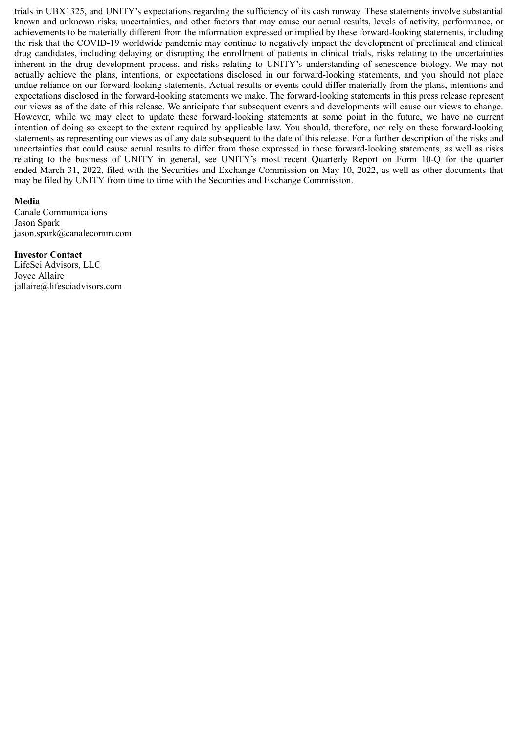trials in UBX1325, and UNITY's expectations regarding the sufficiency of its cash runway. These statements involve substantial known and unknown risks, uncertainties, and other factors that may cause our actual results, levels of activity, performance, or achievements to be materially different from the information expressed or implied by these forward-looking statements, including the risk that the COVID-19 worldwide pandemic may continue to negatively impact the development of preclinical and clinical drug candidates, including delaying or disrupting the enrollment of patients in clinical trials, risks relating to the uncertainties inherent in the drug development process, and risks relating to UNITY's understanding of senescence biology. We may not actually achieve the plans, intentions, or expectations disclosed in our forward-looking statements, and you should not place undue reliance on our forward-looking statements. Actual results or events could differ materially from the plans, intentions and expectations disclosed in the forward-looking statements we make. The forward-looking statements in this press release represent our views as of the date of this release. We anticipate that subsequent events and developments will cause our views to change. However, while we may elect to update these forward-looking statements at some point in the future, we have no current intention of doing so except to the extent required by applicable law. You should, therefore, not rely on these forward-looking statements as representing our views as of any date subsequent to the date of this release. For a further description of the risks and uncertainties that could cause actual results to differ from those expressed in these forward-looking statements, as well as risks relating to the business of UNITY in general, see UNITY's most recent Quarterly Report on Form 10-Q for the quarter ended March 31, 2022, filed with the Securities and Exchange Commission on May 10, 2022, as well as other documents that may be filed by UNITY from time to time with the Securities and Exchange Commission.

**Media**
Canale Communications
Jason Spark
jason.spark@canalecomm.com

**Investor Contact**
LifeSci Advisors, LLC
Joyce Allaire
jallaire@lifesciadvisors.com